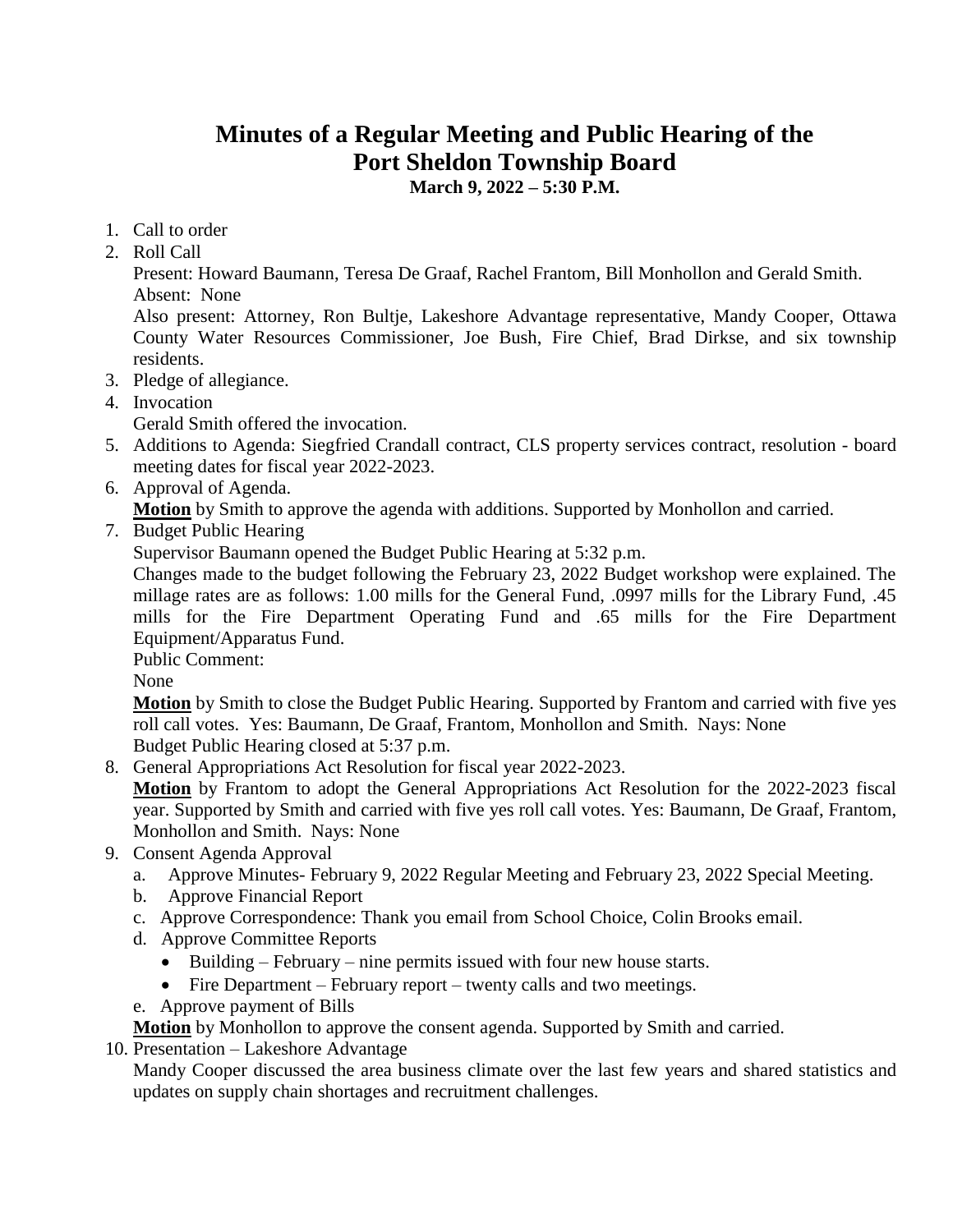# Minutes of a Regular Meeting and Public Hearing of the Port Sheldon Township Board

**March 9, 2022 – 5:30 P.M.**

1. Call to order
2. Roll Call
   Present: Howard Baumann, Teresa De Graaf, Rachel Frantom, Bill Monhollon and Gerald Smith.
   Absent: None
   Also present: Attorney, Ron Bultje, Lakeshore Advantage representative, Mandy Cooper, Ottawa County Water Resources Commissioner, Joe Bush, Fire Chief, Brad Dirkse, and six township residents.
3. Pledge of allegiance.
4. Invocation
   Gerald Smith offered the invocation.
5. Additions to Agenda: Siegfried Crandall contract, CLS property services contract, resolution - board meeting dates for fiscal year 2022-2023.
6. Approval of Agenda.
   **Motion** by Smith to approve the agenda with additions. Supported by Monhollon and carried.
7. Budget Public Hearing
   Supervisor Baumann opened the Budget Public Hearing at 5:32 p.m.
   Changes made to the budget following the February 23, 2022 Budget workshop were explained. The millage rates are as follows: 1.00 mills for the General Fund, .0997 mills for the Library Fund, .45 mills for the Fire Department Operating Fund and .65 mills for the Fire Department Equipment/Apparatus Fund.
   Public Comment:
   None
   **Motion** by Smith to close the Budget Public Hearing. Supported by Frantom and carried with five yes roll call votes. Yes: Baumann, De Graaf, Frantom, Monhollon and Smith. Nays: None
   Budget Public Hearing closed at 5:37 p.m.
8. General Appropriations Act Resolution for fiscal year 2022-2023.
   **Motion** by Frantom to adopt the General Appropriations Act Resolution for the 2022-2023 fiscal year. Supported by Smith and carried with five yes roll call votes. Yes: Baumann, De Graaf, Frantom, Monhollon and Smith. Nays: None
9. Consent Agenda Approval
   a. Approve Minutes- February 9, 2022 Regular Meeting and February 23, 2022 Special Meeting.
   b. Approve Financial Report
   c. Approve Correspondence: Thank you email from School Choice, Colin Brooks email.
   d. Approve Committee Reports
      - Building – February – nine permits issued with four new house starts.
      - Fire Department – February report – twenty calls and two meetings.
   e. Approve payment of Bills

   **Motion** by Monhollon to approve the consent agenda. Supported by Smith and carried.
10. Presentation – Lakeshore Advantage
    Mandy Cooper discussed the area business climate over the last few years and shared statistics and updates on supply chain shortages and recruitment challenges.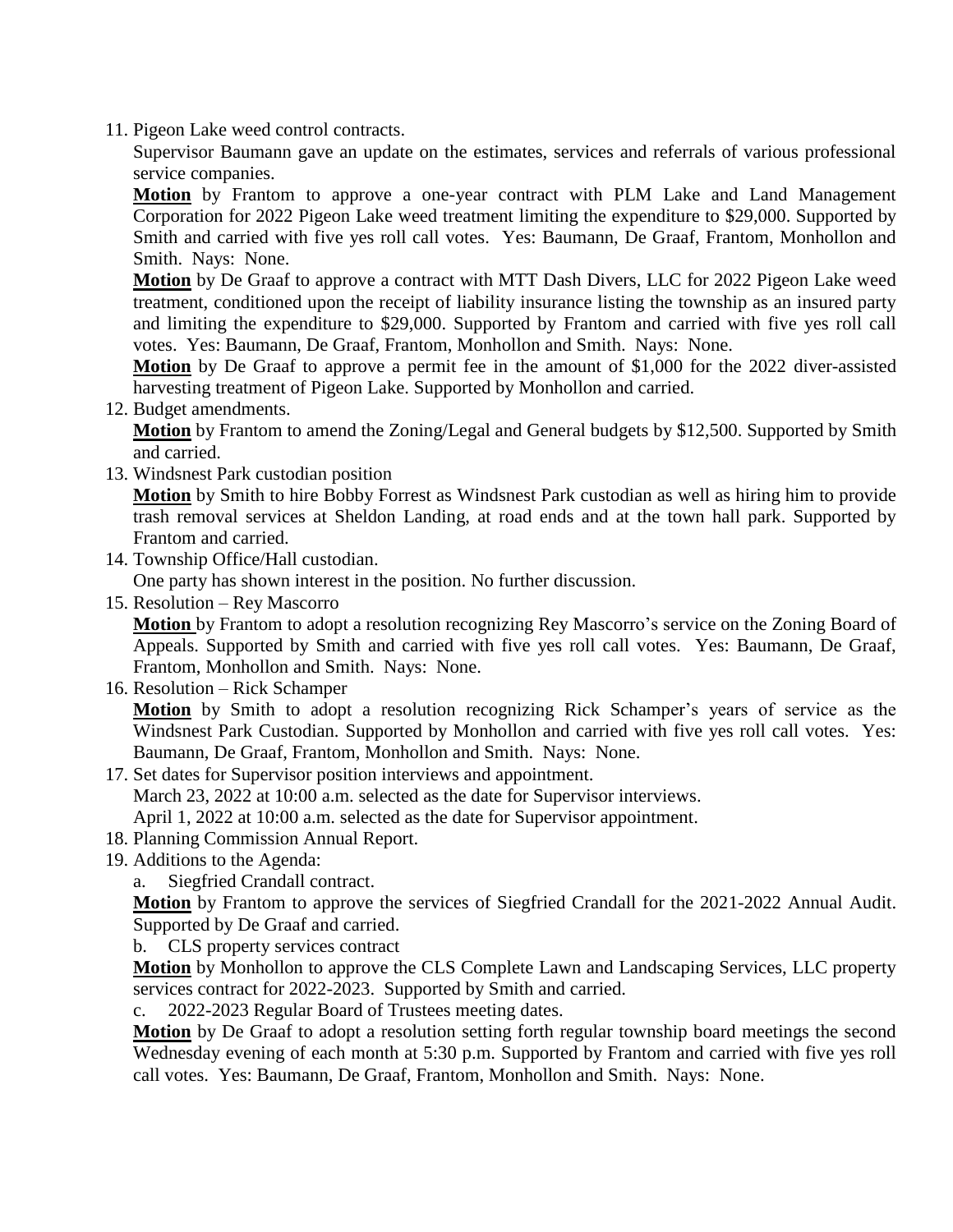11. Pigeon Lake weed control contracts.

    Supervisor Baumann gave an update on the estimates, services and referrals of various professional service companies.

    **Motion** by Frantom to approve a one-year contract with PLM Lake and Land Management Corporation for 2022 Pigeon Lake weed treatment limiting the expenditure to $29,000. Supported by Smith and carried with five yes roll call votes. Yes: Baumann, De Graaf, Frantom, Monhollon and Smith. Nays: None.

    **Motion** by De Graaf to approve a contract with MTT Dash Divers, LLC for 2022 Pigeon Lake weed treatment, conditioned upon the receipt of liability insurance listing the township as an insured party and limiting the expenditure to $29,000. Supported by Frantom and carried with five yes roll call votes. Yes: Baumann, De Graaf, Frantom, Monhollon and Smith. Nays: None.

    **Motion** by De Graaf to approve a permit fee in the amount of $1,000 for the 2022 diver-assisted harvesting treatment of Pigeon Lake. Supported by Monhollon and carried.

12. Budget amendments.

    **Motion** by Frantom to amend the Zoning/Legal and General budgets by $12,500. Supported by Smith and carried.

13. Windsnest Park custodian position

    **Motion** by Smith to hire Bobby Forrest as Windsnest Park custodian as well as hiring him to provide trash removal services at Sheldon Landing, at road ends and at the town hall park. Supported by Frantom and carried.

14. Township Office/Hall custodian.

    One party has shown interest in the position. No further discussion.

15. Resolution – Rey Mascorro

    **Motion** by Frantom to adopt a resolution recognizing Rey Mascorro's service on the Zoning Board of Appeals. Supported by Smith and carried with five yes roll call votes. Yes: Baumann, De Graaf, Frantom, Monhollon and Smith. Nays: None.

16. Resolution – Rick Schamper

    **Motion** by Smith to adopt a resolution recognizing Rick Schamper's years of service as the Windsnest Park Custodian. Supported by Monhollon and carried with five yes roll call votes. Yes: Baumann, De Graaf, Frantom, Monhollon and Smith. Nays: None.

17. Set dates for Supervisor position interviews and appointment.

    March 23, 2022 at 10:00 a.m. selected as the date for Supervisor interviews.

    April 1, 2022 at 10:00 a.m. selected as the date for Supervisor appointment.

18. Planning Commission Annual Report.

19. Additions to the Agenda:

    a. Siegfried Crandall contract.

    **Motion** by Frantom to approve the services of Siegfried Crandall for the 2021-2022 Annual Audit. Supported by De Graaf and carried.

    b. CLS property services contract

    **Motion** by Monhollon to approve the CLS Complete Lawn and Landscaping Services, LLC property services contract for 2022-2023. Supported by Smith and carried.

    c. 2022-2023 Regular Board of Trustees meeting dates.

    **Motion** by De Graaf to adopt a resolution setting forth regular township board meetings the second Wednesday evening of each month at 5:30 p.m. Supported by Frantom and carried with five yes roll call votes. Yes: Baumann, De Graaf, Frantom, Monhollon and Smith. Nays: None.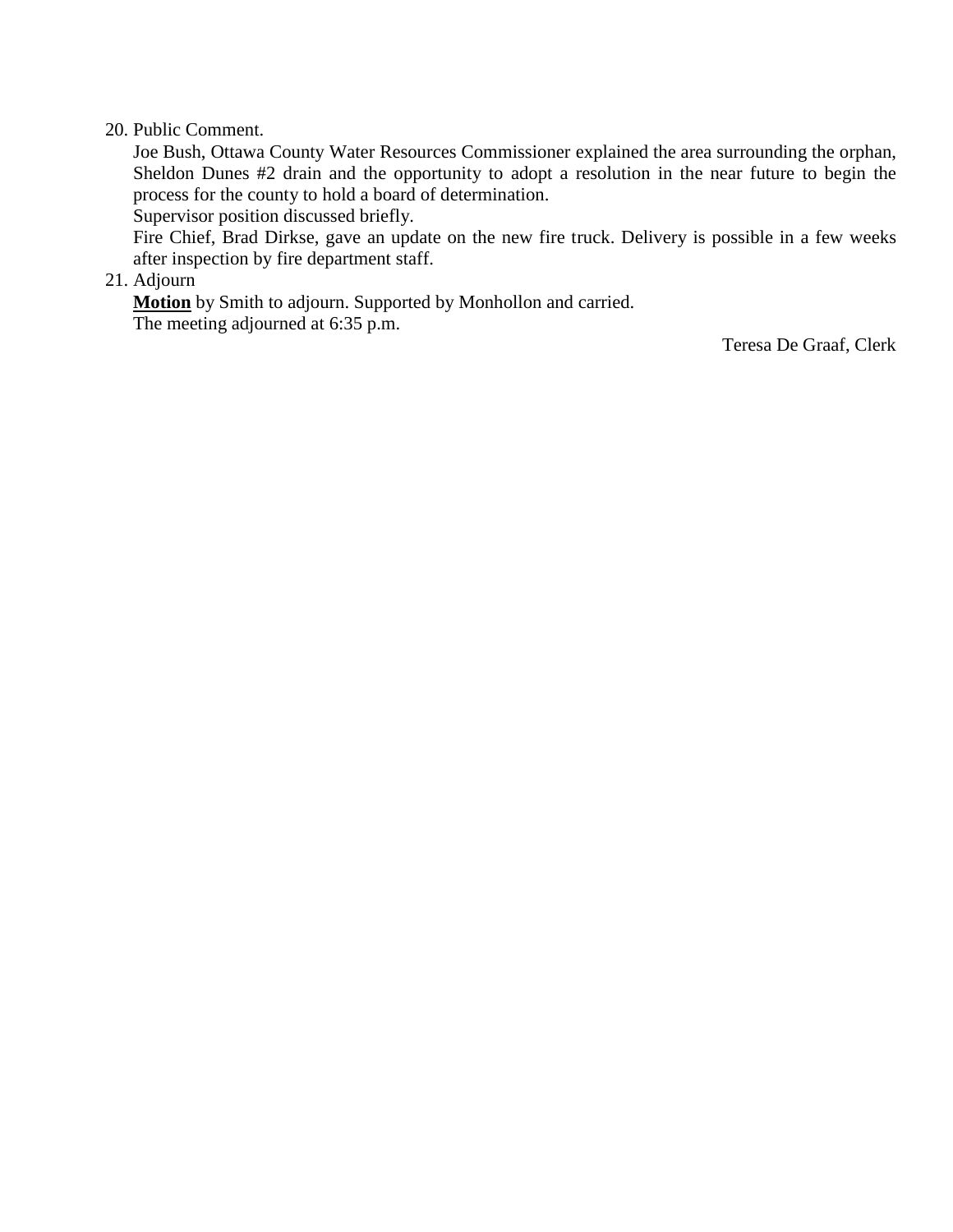20. Public Comment.

    Joe Bush, Ottawa County Water Resources Commissioner explained the area surrounding the orphan, Sheldon Dunes #2 drain and the opportunity to adopt a resolution in the near future to begin the process for the county to hold a board of determination.

    Supervisor position discussed briefly.

    Fire Chief, Brad Dirkse, gave an update on the new fire truck. Delivery is possible in a few weeks after inspection by fire department staff.

21. Adjourn

    **Motion** by Smith to adjourn. Supported by Monhollon and carried.

    The meeting adjourned at 6:35 p.m.

Teresa De Graaf, Clerk